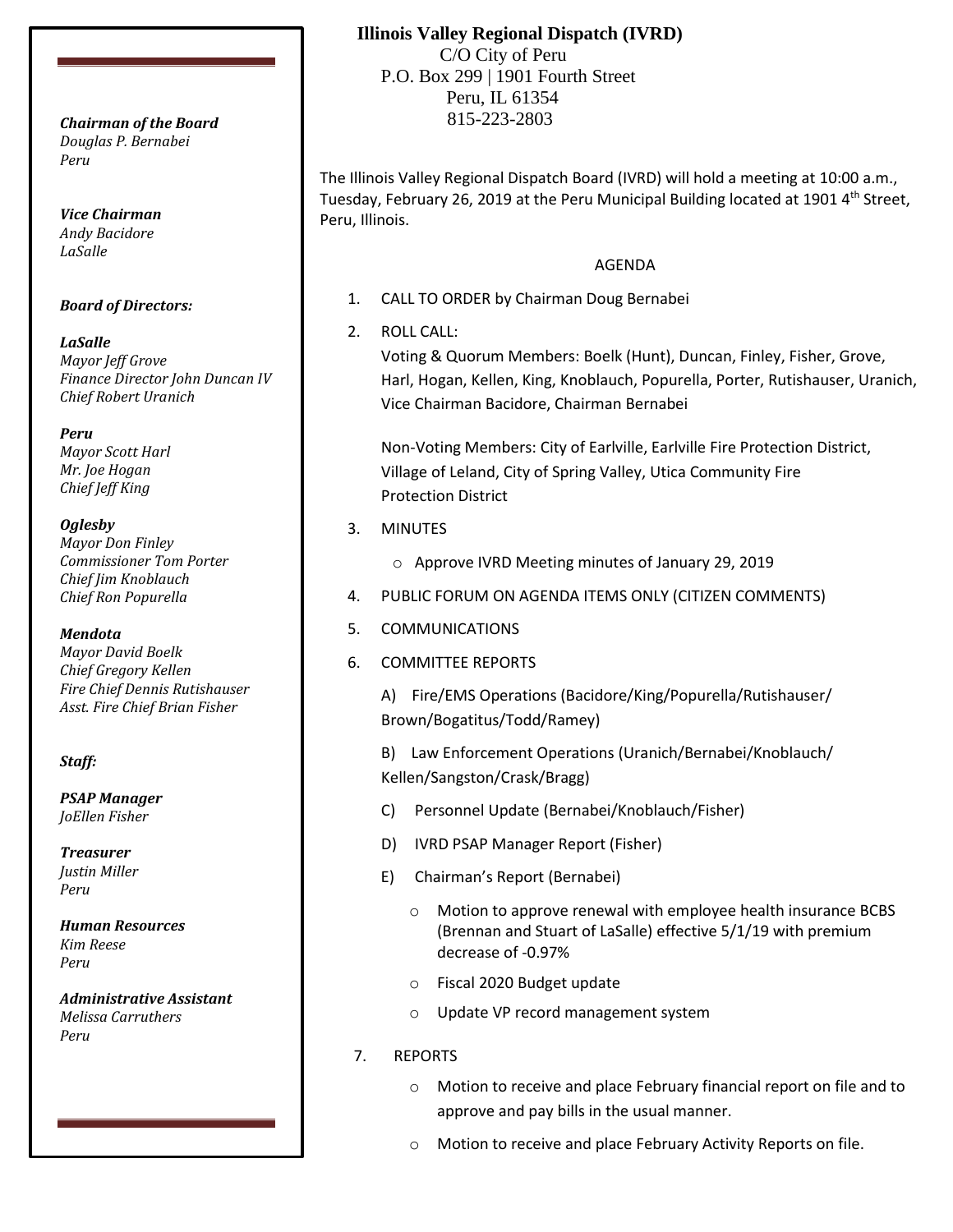# Illinois Valley Regional Dispatch (IVRD)

C/O City of Peru
P.O. Box 299 | 1901 Fourth Street
Peru, IL 61354
815-223-2803

***Chairman of the Board***
*Douglas P. Bernabei*
*Peru*

***Vice Chairman***
*Andy Bacidore*
*LaSalle*

***Board of Directors:***

***LaSalle***
*Mayor Jeff Grove*
*Finance Director John Duncan IV*
*Chief Robert Uranich*

***Peru***
*Mayor Scott Harl*
*Mr. Joe Hogan*
*Chief Jeff King*

***Oglesby***
*Mayor Don Finley*
*Commissioner Tom Porter*
*Chief Jim Knoblauch*
*Chief Ron Popurella*

***Mendota***
*Mayor David Boelk*
*Chief Gregory Kellen*
*Fire Chief Dennis Rutishauser*
*Asst. Fire Chief Brian Fisher*

***Staff:***

***PSAP Manager***
*JoEllen Fisher*

***Treasurer***
*Justin Miller*
*Peru*

***Human Resources***
*Kim Reese*
*Peru*

***Administrative Assistant***
*Melissa Carruthers*
*Peru*

The Illinois Valley Regional Dispatch Board (IVRD) will hold a meeting at 10:00 a.m., Tuesday, February 26, 2019 at the Peru Municipal Building located at 1901 4th Street, Peru, Illinois.

AGENDA

1. CALL TO ORDER by Chairman Doug Bernabei
2. ROLL CALL:

   Voting & Quorum Members: Boelk (Hunt), Duncan, Finley, Fisher, Grove, Harl, Hogan, Kellen, King, Knoblauch, Popurella, Porter, Rutishauser, Uranich, Vice Chairman Bacidore, Chairman Bernabei

   Non-Voting Members: City of Earlville, Earlville Fire Protection District, Village of Leland, City of Spring Valley, Utica Community Fire Protection District
3. MINUTES
   - Approve IVRD Meeting minutes of January 29, 2019
4. PUBLIC FORUM ON AGENDA ITEMS ONLY (CITIZEN COMMENTS)
5. COMMUNICATIONS
6. COMMITTEE REPORTS

   A) Fire/EMS Operations (Bacidore/King/Popurella/Rutishauser/Brown/Bogatitus/Todd/Ramey)

   B) Law Enforcement Operations (Uranich/Bernabei/Knoblauch/Kellen/Sangston/Crask/Bragg)

   C) Personnel Update (Bernabei/Knoblauch/Fisher)

   D) IVRD PSAP Manager Report (Fisher)

   E) Chairman's Report (Bernabei)
   - Motion to approve renewal with employee health insurance BCBS (Brennan and Stuart of LaSalle) effective 5/1/19 with premium decrease of -0.97%
   - Fiscal 2020 Budget update
   - Update VP record management system
7. REPORTS
   - Motion to receive and place February financial report on file and to approve and pay bills in the usual manner.
   - Motion to receive and place February Activity Reports on file.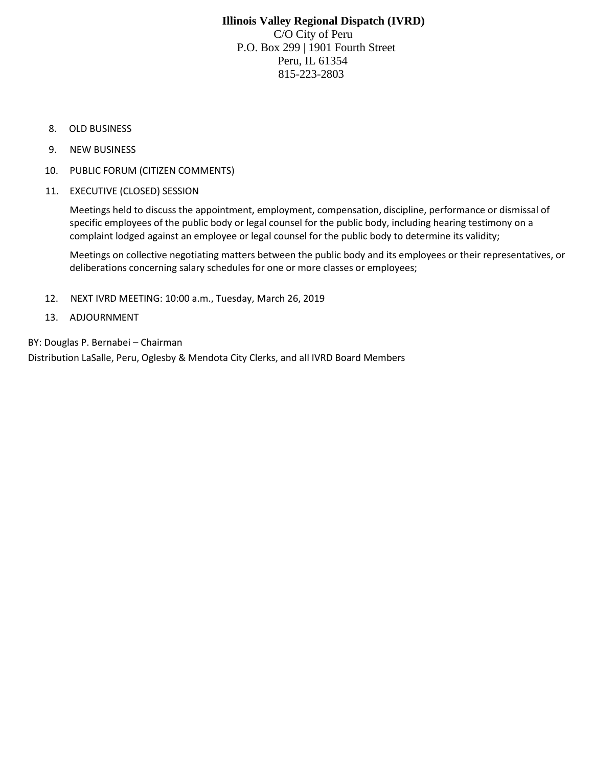**Illinois Valley Regional Dispatch (IVRD)**
C/O City of Peru
P.O. Box 299 | 1901 Fourth Street
Peru, IL 61354
815-223-2803

8. OLD BUSINESS
9. NEW BUSINESS
10. PUBLIC FORUM (CITIZEN COMMENTS)
11. EXECUTIVE (CLOSED) SESSION

    Meetings held to discuss the appointment, employment, compensation, discipline, performance or dismissal of specific employees of the public body or legal counsel for the public body, including hearing testimony on a complaint lodged against an employee or legal counsel for the public body to determine its validity;

    Meetings on collective negotiating matters between the public body and its employees or their representatives, or deliberations concerning salary schedules for one or more classes or employees;

12. NEXT IVRD MEETING: 10:00 a.m., Tuesday, March 26, 2019
13. ADJOURNMENT

BY: Douglas P. Bernabei – Chairman

Distribution LaSalle, Peru, Oglesby & Mendota City Clerks, and all IVRD Board Members